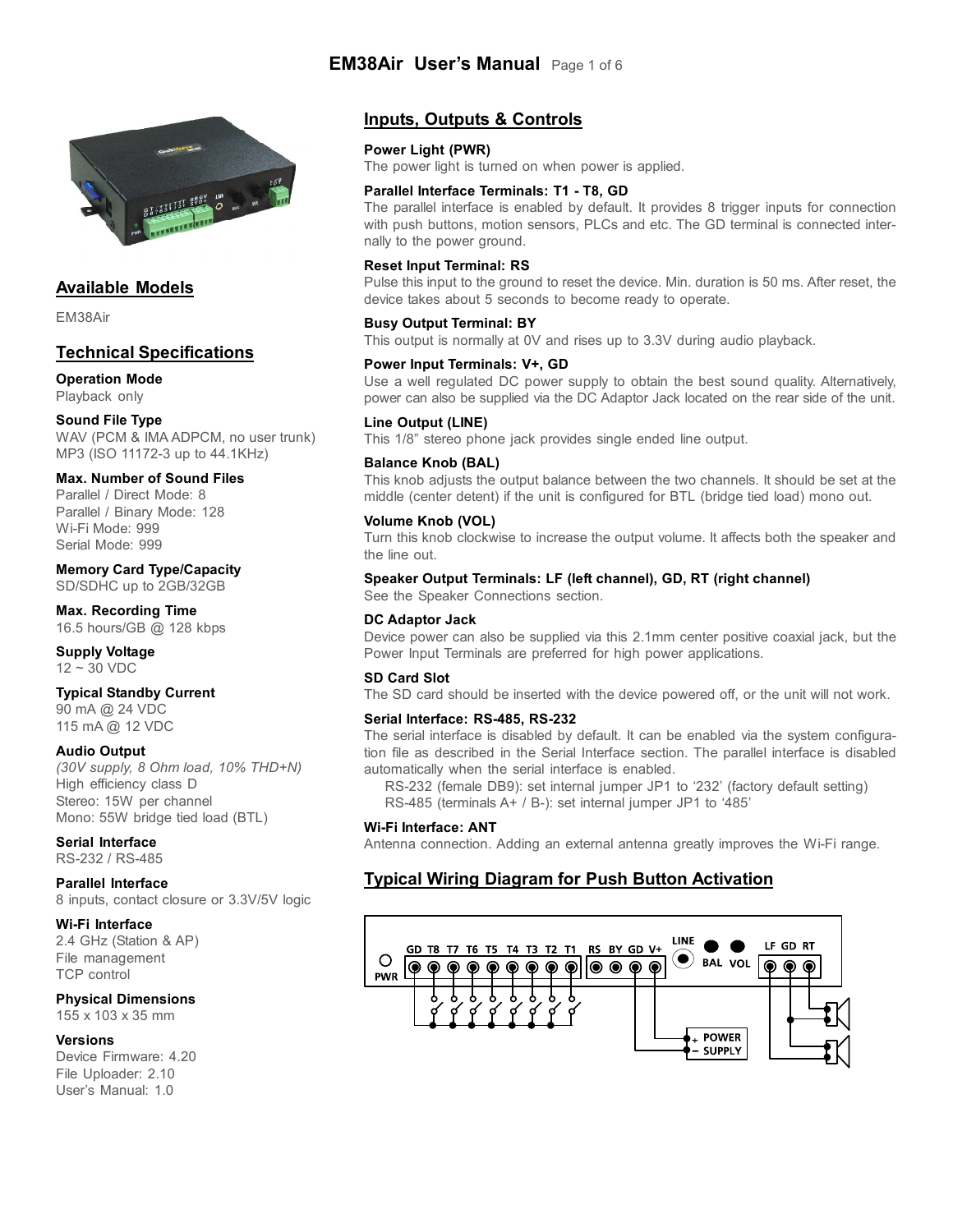# EM38Air User's Manual

## Available Models

EM38Air

## Technical Specifications

**Operation Mode**
Playback only

**Sound File Type**
WAV (PCM & IMA ADPCM, no user trunk)
MP3 (ISO 11172-3 up to 44.1KHz)

**Max. Number of Sound Files**
Parallel / Direct Mode: 8
Parallel / Binary Mode: 128
Wi-Fi Mode: 999
Serial Mode: 999

**Memory Card Type/Capacity**
SD/SDHC up to 2GB/32GB

**Max. Recording Time**
16.5 hours/GB @ 128 kbps

**Supply Voltage**
12 ~ 30 VDC

**Typical Standby Current**
90 mA @ 24 VDC
115 mA @ 12 VDC

**Audio Output**
*(30V supply, 8 Ohm load, 10% THD+N)*
High efficiency class D
Stereo: 15W per channel
Mono: 55W bridge tied load (BTL)

**Serial Interface**
RS-232 / RS-485

**Parallel Interface**
8 inputs, contact closure or 3.3V/5V logic

**Wi-Fi Interface**
2.4 GHz (Station & AP)
File management
TCP control

**Physical Dimensions**
155 x 103 x 35 mm

**Versions**
Device Firmware: 4.20
File Uploader: 2.10
User's Manual: 1.0

## Inputs, Outputs & Controls

**Power Light (PWR)**
The power light is turned on when power is applied.

**Parallel Interface Terminals: T1 - T8, GD**
The parallel interface is enabled by default. It provides 8 trigger inputs for connection with push buttons, motion sensors, PLCs and etc. The GD terminal is connected internally to the power ground.

**Reset Input Terminal: RS**
Pulse this input to the ground to reset the device. Min. duration is 50 ms. After reset, the device takes about 5 seconds to become ready to operate.

**Busy Output Terminal: BY**
This output is normally at 0V and rises up to 3.3V during audio playback.

**Power Input Terminals: V+, GD**
Use a well regulated DC power supply to obtain the best sound quality. Alternatively, power can also be supplied via the DC Adaptor Jack located on the rear side of the unit.

**Line Output (LINE)**
This 1/8" stereo phone jack provides single ended line output.

**Balance Knob (BAL)**
This knob adjusts the output balance between the two channels. It should be set at the middle (center detent) if the unit is configured for BTL (bridge tied load) mono out.

**Volume Knob (VOL)**
Turn this knob clockwise to increase the output volume. It affects both the speaker and the line out.

**Speaker Output Terminals: LF (left channel), GD, RT (right channel)**
See the Speaker Connections section.

**DC Adaptor Jack**
Device power can also be supplied via this 2.1mm center positive coaxial jack, but the Power Input Terminals are preferred for high power applications.

**SD Card Slot**
The SD card should be inserted with the device powered off, or the unit will not work.

**Serial Interface: RS-485, RS-232**
The serial interface is disabled by default. It can be enabled via the system configuration file as described in the Serial Interface section. The parallel interface is disabled automatically when the serial interface is enabled.
RS-232 (female DB9): set internal jumper JP1 to '232' (factory default setting)
RS-485 (terminals A+ / B-): set internal jumper JP1 to '485'

**Wi-Fi Interface: ANT**
Antenna connection. Adding an external antenna greatly improves the Wi-Fi range.

## Typical Wiring Diagram for Push Button Activation

PWR — GD T8 T7 T6 T5 T4 T3 T2 T1 — RS BY GD V+ — LINE — BAL VOL — LF GD RT

+ POWER − SUPPLY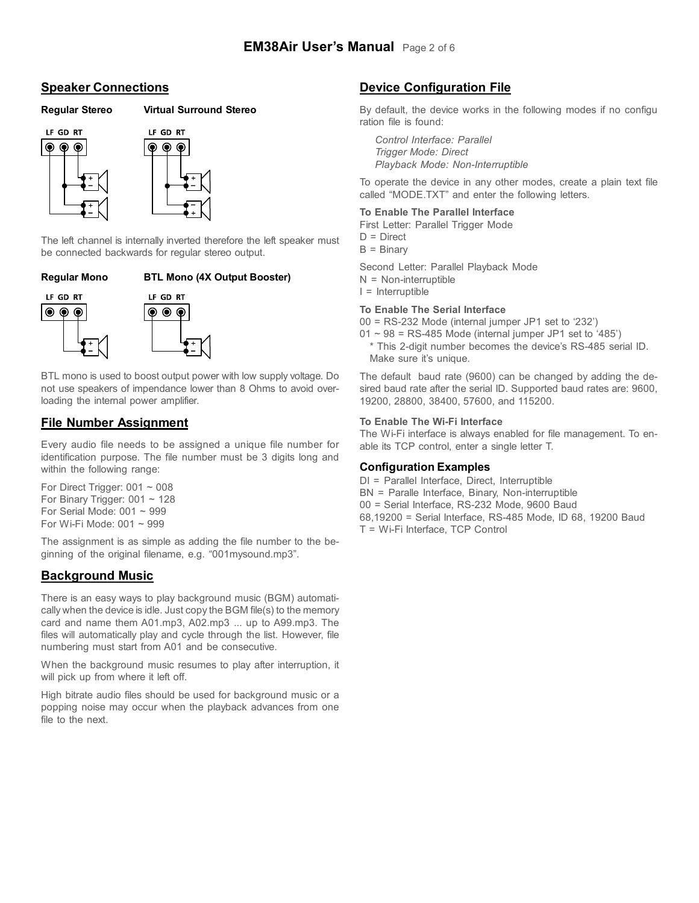## Speaker Connections

**Regular Stereo** **Virtual Surround Stereo**

LF GD RT LF GD RT

The left channel is internally inverted therefore the left speaker must be connected backwards for regular stereo output.

**Regular Mono** **BTL Mono (4X Output Booster)**

LF GD RT LF GD RT

BTL mono is used to boost output power with low supply voltage. Do not use speakers of impendance lower than 8 Ohms to avoid overloading the internal power amplifier.

## File Number Assignment

Every audio file needs to be assigned a unique file number for identification purpose. The file number must be 3 digits long and within the following range:

For Direct Trigger: 001 ~ 008
For Binary Trigger: 001 ~ 128
For Serial Mode: 001 ~ 999
For Wi-Fi Mode: 001 ~ 999

The assignment is as simple as adding the file number to the beginning of the original filename, e.g. "001mysound.mp3".

## Background Music

There is an easy ways to play background music (BGM) automatically when the device is idle. Just copy the BGM file(s) to the memory card and name them A01.mp3, A02.mp3 ... up to A99.mp3. The files will automatically play and cycle through the list. However, file numbering must start from A01 and be consecutive.

When the background music resumes to play after interruption, it will pick up from where it left off.

High bitrate audio files should be used for background music or a popping noise may occur when the playback advances from one file to the next.

## Device Configuration File

By default, the device works in the following modes if no configu ration file is found:

*Control Interface: Parallel*
*Trigger Mode: Direct*
*Playback Mode: Non-Interruptible*

To operate the device in any other modes, create a plain text file called "MODE.TXT" and enter the following letters.

**To Enable The Parallel Interface**

First Letter: Parallel Trigger Mode
D = Direct
B = Binary

Second Letter: Parallel Playback Mode
N = Non-interruptible
I = Interruptible

**To Enable The Serial Interface**

00 = RS-232 Mode (internal jumper JP1 set to '232')
01 ~ 98 = RS-485 Mode (internal jumper JP1 set to '485')
\* This 2-digit number becomes the device's RS-485 serial ID. Make sure it's unique.

The default baud rate (9600) can be changed by adding the desired baud rate after the serial ID. Supported baud rates are: 9600, 19200, 28800, 38400, 57600, and 115200.

**To Enable The Wi-Fi Interface**

The Wi-Fi interface is always enabled for file management. To enable its TCP control, enter a single letter T.

### Configuration Examples

DI = Parallel Interface, Direct, Interruptible
BN = Paralle Interface, Binary, Non-interruptible
00 = Serial Interface, RS-232 Mode, 9600 Baud
68,19200 = Serial Interface, RS-485 Mode, ID 68, 19200 Baud
T = Wi-Fi Interface, TCP Control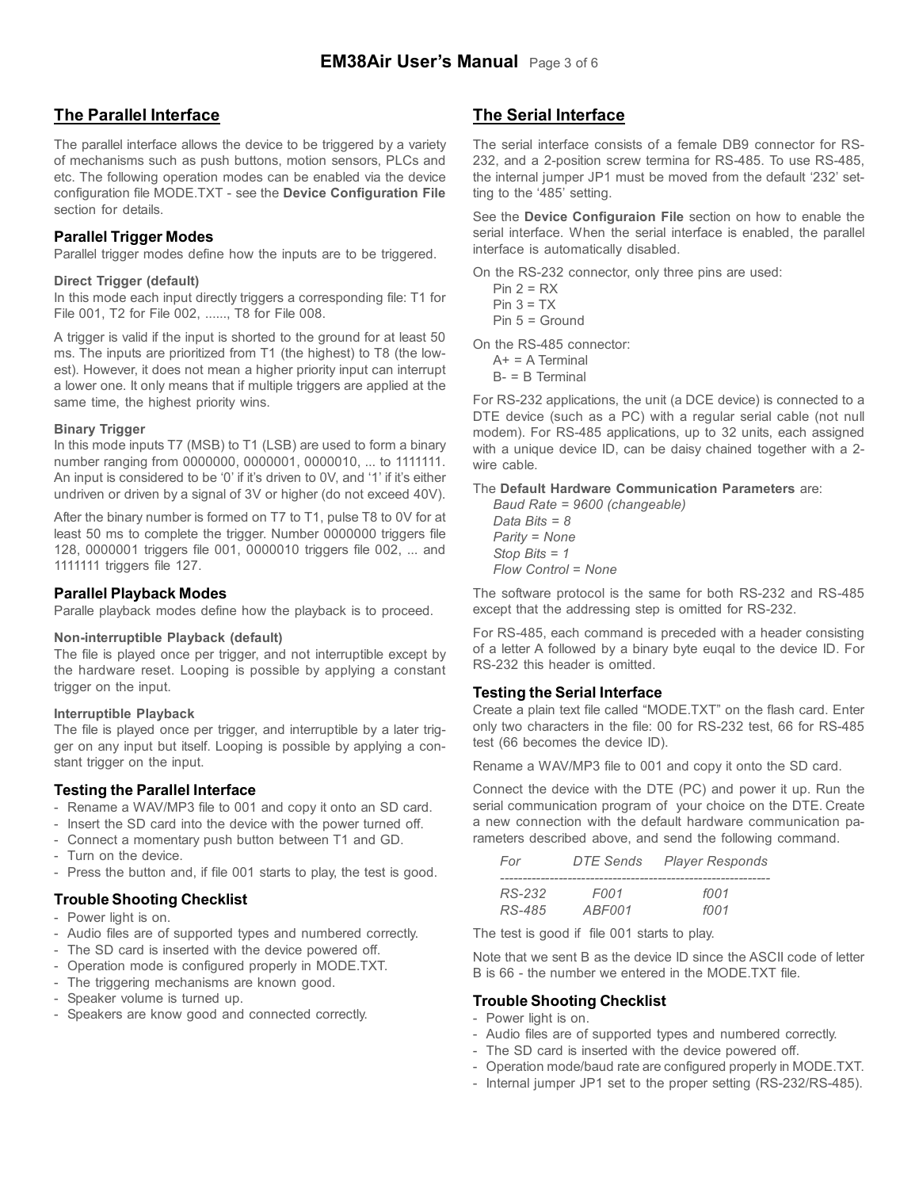## The Parallel Interface

The parallel interface allows the device to be triggered by a variety of mechanisms such as push buttons, motion sensors, PLCs and etc. The following operation modes can be enabled via the device configuration file MODE.TXT - see the **Device Configuration File** section for details.

### Parallel Trigger Modes

Parallel trigger modes define how the inputs are to be triggered.

#### Direct Trigger (default)

In this mode each input directly triggers a corresponding file: T1 for File 001, T2 for File 002, ......, T8 for File 008.

A trigger is valid if the input is shorted to the ground for at least 50 ms. The inputs are prioritized from T1 (the highest) to T8 (the lowest). However, it does not mean a higher priority input can interrupt a lower one. It only means that if multiple triggers are applied at the same time, the highest priority wins.

#### Binary Trigger

In this mode inputs T7 (MSB) to T1 (LSB) are used to form a binary number ranging from 0000000, 0000001, 0000010, ... to 1111111. An input is considered to be '0' if it's driven to 0V, and '1' if it's either undriven or driven by a signal of 3V or higher (do not exceed 40V).

After the binary number is formed on T7 to T1, pulse T8 to 0V for at least 50 ms to complete the trigger. Number 0000000 triggers file 128, 0000001 triggers file 001, 0000010 triggers file 002, ... and 1111111 triggers file 127.

### Parallel Playback Modes

Paralle playback modes define how the playback is to proceed.

#### Non-interruptible Playback (default)

The file is played once per trigger, and not interruptible except by the hardware reset. Looping is possible by applying a constant trigger on the input.

#### Interruptible Playback

The file is played once per trigger, and interruptible by a later trigger on any input but itself. Looping is possible by applying a constant trigger on the input.

### Testing the Parallel Interface

- Rename a WAV/MP3 file to 001 and copy it onto an SD card.
- Insert the SD card into the device with the power turned off.
- Connect a momentary push button between T1 and GD.
- Turn on the device.
- Press the button and, if file 001 starts to play, the test is good.

### Trouble Shooting Checklist

- Power light is on.
- Audio files are of supported types and numbered correctly.
- The SD card is inserted with the device powered off.
- Operation mode is configured properly in MODE.TXT.
- The triggering mechanisms are known good.
- Speaker volume is turned up.
- Speakers are know good and connected correctly.

## The Serial Interface

The serial interface consists of a female DB9 connector for RS-232, and a 2-position screw termina for RS-485. To use RS-485, the internal jumper JP1 must be moved from the default '232' setting to the '485' setting.

See the **Device Configuraion File** section on how to enable the serial interface. When the serial interface is enabled, the parallel interface is automatically disabled.

On the RS-232 connector, only three pins are used:
Pin 2 = RX
Pin 3 = TX
Pin 5 = Ground

On the RS-485 connector:
A+ = A Terminal
B- = B Terminal

For RS-232 applications, the unit (a DCE device) is connected to a DTE device (such as a PC) with a regular serial cable (not null modem). For RS-485 applications, up to 32 units, each assigned with a unique device ID, can be daisy chained together with a 2-wire cable.

The **Default Hardware Communication Parameters** are:
*Baud Rate = 9600 (changeable)*
*Data Bits = 8*
*Parity = None*
*Stop Bits = 1*
*Flow Control = None*

The software protocol is the same for both RS-232 and RS-485 except that the addressing step is omitted for RS-232.

For RS-485, each command is preceded with a header consisting of a letter A followed by a binary byte euqal to the device ID. For RS-232 this header is omitted.

### Testing the Serial Interface

Create a plain text file called "MODE.TXT" on the flash card. Enter only two characters in the file: 00 for RS-232 test, 66 for RS-485 test (66 becomes the device ID).

Rename a WAV/MP3 file to 001 and copy it onto the SD card.

Connect the device with the DTE (PC) and power it up. Run the serial communication program of your choice on the DTE. Create a new connection with the default hardware communication parameters described above, and send the following command.

| *For* | *DTE Sends* | *Player Responds* |
|---|---|---|
| *RS-232* | *F001* | *f001* |
| *RS-485* | *ABF001* | *f001* |

The test is good if file 001 starts to play.

Note that we sent B as the device ID since the ASCII code of letter B is 66 - the number we entered in the MODE.TXT file.

### Trouble Shooting Checklist

- Power light is on.
- Audio files are of supported types and numbered correctly.
- The SD card is inserted with the device powered off.
- Operation mode/baud rate are configured properly in MODE.TXT.
- Internal jumper JP1 set to the proper setting (RS-232/RS-485).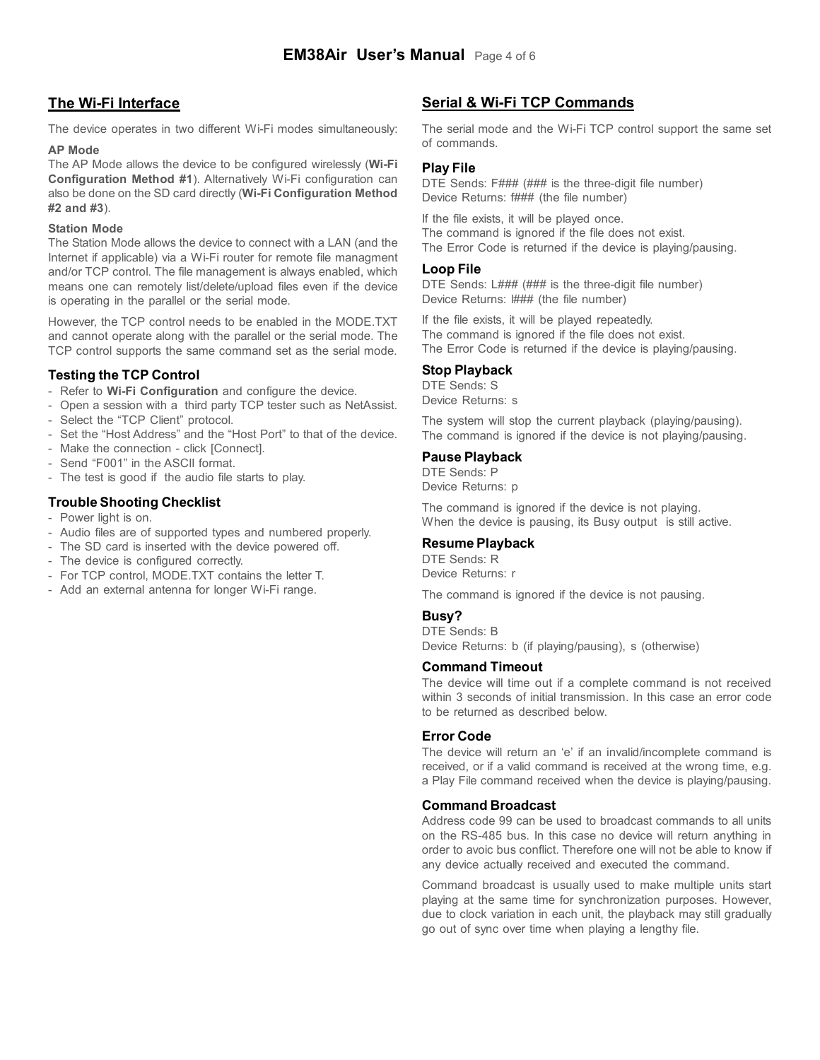## The Wi-Fi Interface

The device operates in two different Wi-Fi modes simultaneously:

**AP Mode**

The AP Mode allows the device to be configured wirelessly (**Wi-Fi Configuration Method #1**). Alternatively Wi-Fi configuration can also be done on the SD card directly (**Wi-Fi Configuration Method #2 and #3**).

**Station Mode**

The Station Mode allows the device to connect with a LAN (and the Internet if applicable) via a Wi-Fi router for remote file managment and/or TCP control. The file management is always enabled, which means one can remotely list/delete/upload files even if the device is operating in the parallel or the serial mode.

However, the TCP control needs to be enabled in the MODE.TXT and cannot operate along with the parallel or the serial mode. The TCP control supports the same command set as the serial mode.

### Testing the TCP Control

- Refer to **Wi-Fi Configuration** and configure the device.
- Open a session with a third party TCP tester such as NetAssist.
- Select the "TCP Client" protocol.
- Set the "Host Address" and the "Host Port" to that of the device.
- Make the connection - click [Connect].
- Send "F001" in the ASCII format.
- The test is good if the audio file starts to play.

### Trouble Shooting Checklist

- Power light is on.
- Audio files are of supported types and numbered properly.
- The SD card is inserted with the device powered off.
- The device is configured correctly.
- For TCP control, MODE.TXT contains the letter T.
- Add an external antenna for longer Wi-Fi range.

## Serial & Wi-Fi TCP Commands

The serial mode and the Wi-Fi TCP control support the same set of commands.

### Play File

DTE Sends: F### (### is the three-digit file number)
Device Returns: f### (the file number)

If the file exists, it will be played once.
The command is ignored if the file does not exist.
The Error Code is returned if the device is playing/pausing.

### Loop File

DTE Sends: L### (### is the three-digit file number)
Device Returns: l### (the file number)

If the file exists, it will be played repeatedly.
The command is ignored if the file does not exist.
The Error Code is returned if the device is playing/pausing.

### Stop Playback

DTE Sends: S
Device Returns: s

The system will stop the current playback (playing/pausing).
The command is ignored if the device is not playing/pausing.

### Pause Playback

DTE Sends: P
Device Returns: p

The command is ignored if the device is not playing.
When the device is pausing, its Busy output is still active.

### Resume Playback

DTE Sends: R
Device Returns: r

The command is ignored if the device is not pausing.

### Busy?

DTE Sends: B
Device Returns: b (if playing/pausing), s (otherwise)

### Command Timeout

The device will time out if a complete command is not received within 3 seconds of initial transmission. In this case an error code to be returned as described below.

### Error Code

The device will return an 'e' if an invalid/incomplete command is received, or if a valid command is received at the wrong time, e.g. a Play File command received when the device is playing/pausing.

### Command Broadcast

Address code 99 can be used to broadcast commands to all units on the RS-485 bus. In this case no device will return anything in order to avoic bus conflict. Therefore one will not be able to know if any device actually received and executed the command.

Command broadcast is usually used to make multiple units start playing at the same time for synchronization purposes. However, due to clock variation in each unit, the playback may still gradually go out of sync over time when playing a lengthy file.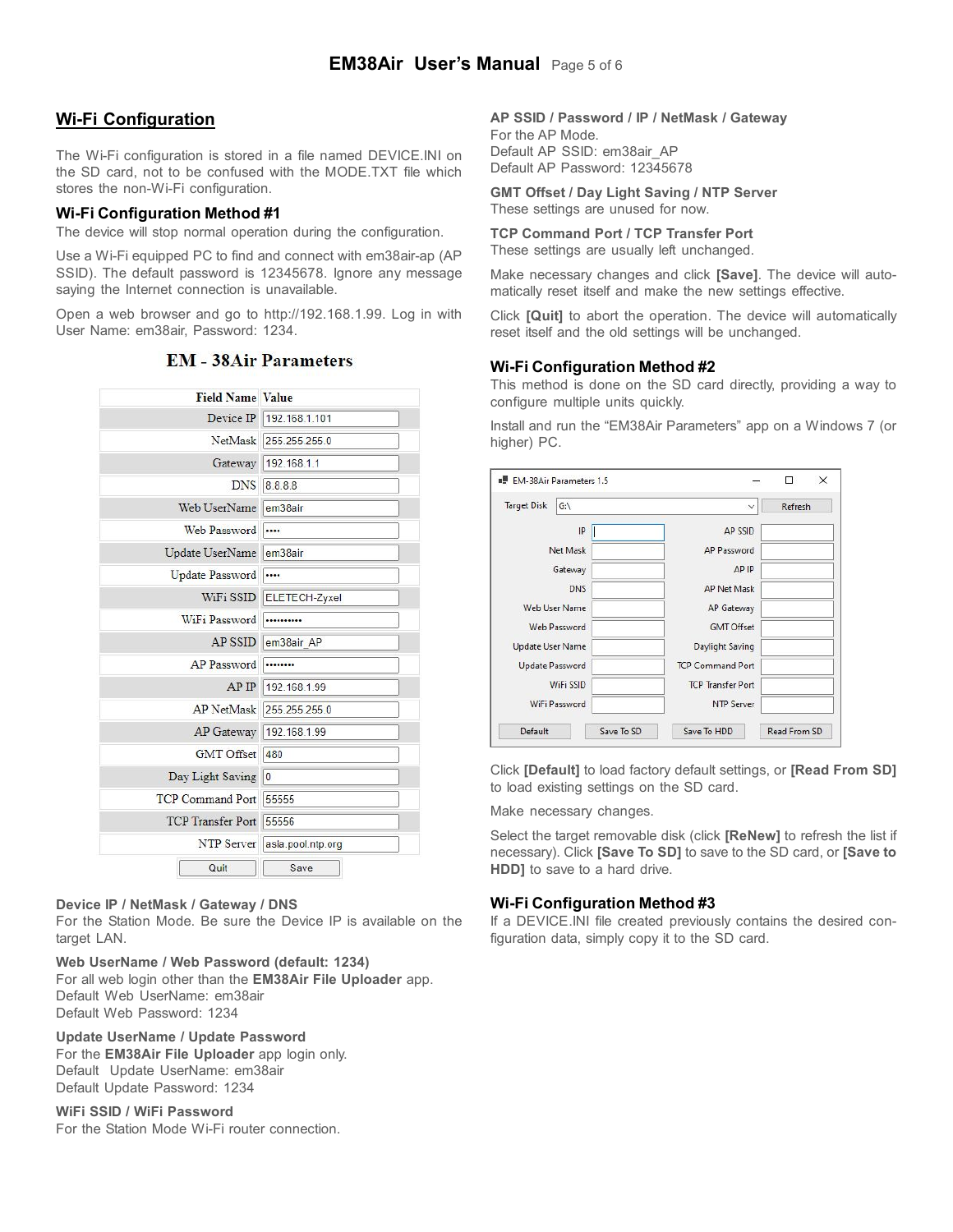## Wi-Fi Configuration

The Wi-Fi configuration is stored in a file named DEVICE.INI on the SD card, not to be confused with the MODE.TXT file which stores the non-Wi-Fi configuration.

### Wi-Fi Configuration Method #1

The device will stop normal operation during the configuration.

Use a Wi-Fi equipped PC to find and connect with em38air-ap (AP SSID). The default password is 12345678. Ignore any message saying the Internet connection is unavailable.

Open a web browser and go to http://192.168.1.99. Log in with User Name: em38air, Password: 1234.

**EM - 38Air Parameters**

| Field Name | Value |
|---|---|
| Device IP | 192.168.1.101 |
| NetMask | 255.255.255.0 |
| Gateway | 192.168.1.1 |
| DNS | 8.8.8.8 |
| Web UserName | em38air |
| Web Password | •••• |
| Update UserName | em38air |
| Update Password | •••• |
| WiFi SSID | ELETECH-Zyxel |
| WiFi Password | •••••••••• |
| AP SSID | em38air_AP |
| AP Password | •••••••• |
| AP IP | 192.168.1.99 |
| AP NetMask | 255.255.255.0 |
| AP Gateway | 192.168.1.99 |
| GMT Offset | 480 |
| Day Light Saving | 0 |
| TCP Command Port | 55555 |
| TCP Transfer Port | 55556 |
| NTP Server | asia.pool.ntp.org |
| Quit | Save |

**Device IP / NetMask / Gateway / DNS**
For the Station Mode. Be sure the Device IP is available on the target LAN.

**Web UserName / Web Password (default: 1234)**
For all web login other than the **EM38Air File Uploader** app.
Default Web UserName: em38air
Default Web Password: 1234

**Update UserName / Update Password**
For the **EM38Air File Uploader** app login only.
Default Update UserName: em38air
Default Update Password: 1234

**WiFi SSID / WiFi Password**
For the Station Mode Wi-Fi router connection.

**AP SSID / Password / IP / NetMask / Gateway**
For the AP Mode.
Default AP SSID: em38air_AP
Default AP Password: 12345678

**GMT Offset / Day Light Saving / NTP Server**
These settings are unused for now.

**TCP Command Port / TCP Transfer Port**
These settings are usually left unchanged.

Make necessary changes and click **[Save]**. The device will automatically reset itself and make the new settings effective.

Click **[Quit]** to abort the operation. The device will automatically reset itself and the old settings will be unchanged.

### Wi-Fi Configuration Method #2

This method is done on the SD card directly, providing a way to configure multiple units quickly.

Install and run the "EM38Air Parameters" app on a Windows 7 (or higher) PC.

EM-38Air Parameters 1.5

Target Disk: G:\ — Refresh

| | | | |
|---|---|---|---|
| IP | | AP SSID | |
| Net Mask | | AP Password | |
| Gateway | | AP IP | |
| DNS | | AP Net Mask | |
| Web User Name | | AP Gateway | |
| Web Password | | GMT Offset | |
| Update User Name | | Daylight Saving | |
| Update Password | | TCP Command Port | |
| WiFi SSID | | TCP Transfer Port | |
| WiFi Password | | NTP Server | |

Default | Save To SD | Save To HDD | Read From SD

Click **[Default]** to load factory default settings, or **[Read From SD]** to load existing settings on the SD card.

Make necessary changes.

Select the target removable disk (click **[ReNew]** to refresh the list if necessary). Click **[Save To SD]** to save to the SD card, or **[Save to HDD]** to save to a hard drive.

### Wi-Fi Configuration Method #3

If a DEVICE.INI file created previously contains the desired configuration data, simply copy it to the SD card.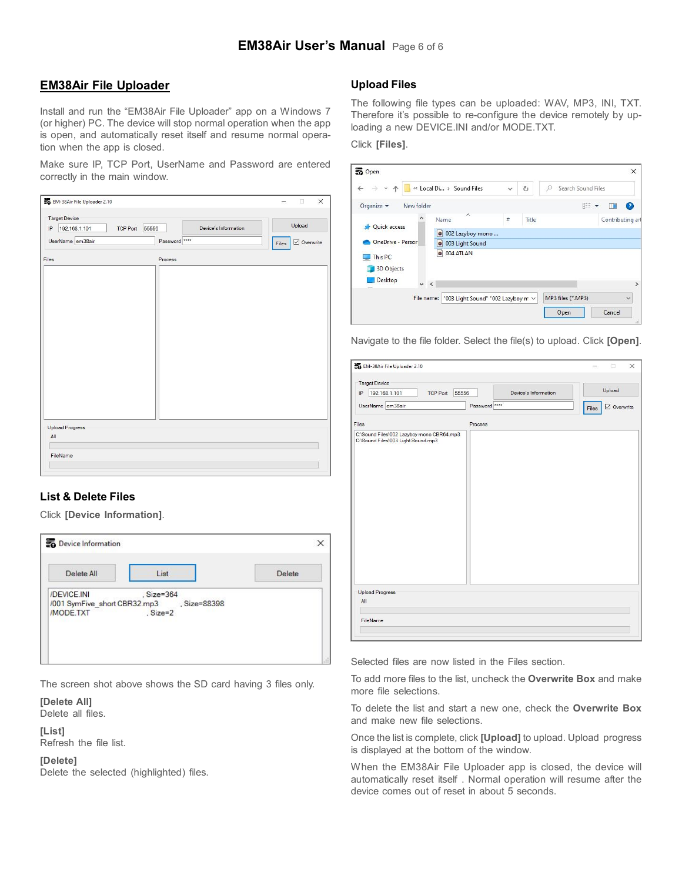## EM38Air File Uploader

Install and run the "EM38Air File Uploader" app on a Windows 7 (or higher) PC. The device will stop normal operation when the app is open, and automatically reset itself and resume normal operation when the app is closed.

Make sure IP, TCP Port, UserName and Password are entered correctly in the main window.

### List & Delete Files

Click **[Device Information]**.

The screen shot above shows the SD card having 3 files only.

**[Delete All]**
Delete all files.

**[List]**
Refresh the file list.

**[Delete]**
Delete the selected (highlighted) files.

### Upload Files

The following file types can be uploaded: WAV, MP3, INI, TXT. Therefore it's possible to re-configure the device remotely by uploading a new DEVICE.INI and/or MODE.TXT.

Click **[Files]**.

Navigate to the file folder. Select the file(s) to upload. Click **[Open]**.

Selected files are now listed in the Files section.

To add more files to the list, uncheck the **Overwrite Box** and make more file selections.

To delete the list and start a new one, check the **Overwrite Box** and make new file selections.

Once the list is complete, click **[Upload]** to upload. Upload progress is displayed at the bottom of the window.

When the EM38Air File Uploader app is closed, the device will automatically reset itself . Normal operation will resume after the device comes out of reset in about 5 seconds.